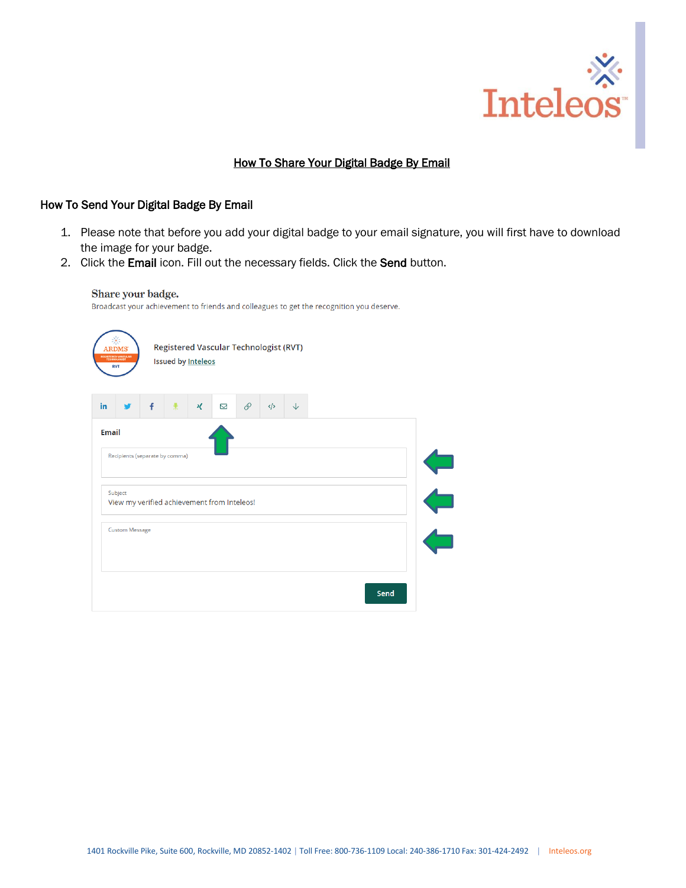# How To Share Your Digital Badge By Email

## How To Send Your Digital Badge By Email

1. Please note that before you add your digital badge to your email signature, you will first have to download the image for your badge.
2. Click the **Email** icon. Fill out the necessary fields. Click the **Send** button.

Share your badge.

Broadcast your achievement to friends and colleagues to get the recognition you deserve.

Registered Vascular Technologist (RVT)

Issued by Inteleos

Email

Recipients (separate by comma)

Subject

View my verified achievement from Inteleos!

Custom Message

Send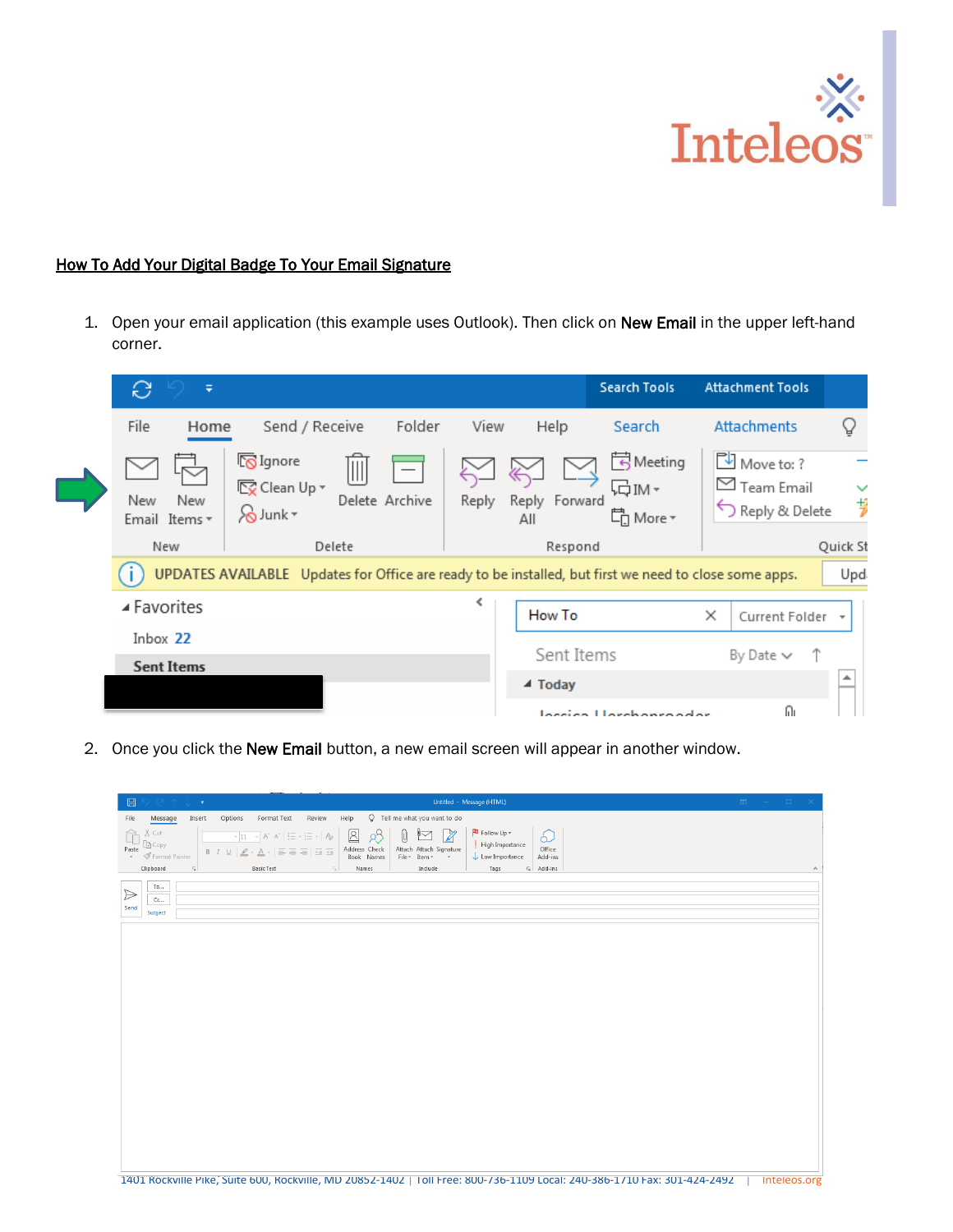## How To Add Your Digital Badge To Your Email Signature

1. Open your email application (this example uses Outlook). Then click on **New Email** in the upper left-hand corner.

2. Once you click the **New Email** button, a new email screen will appear in another window.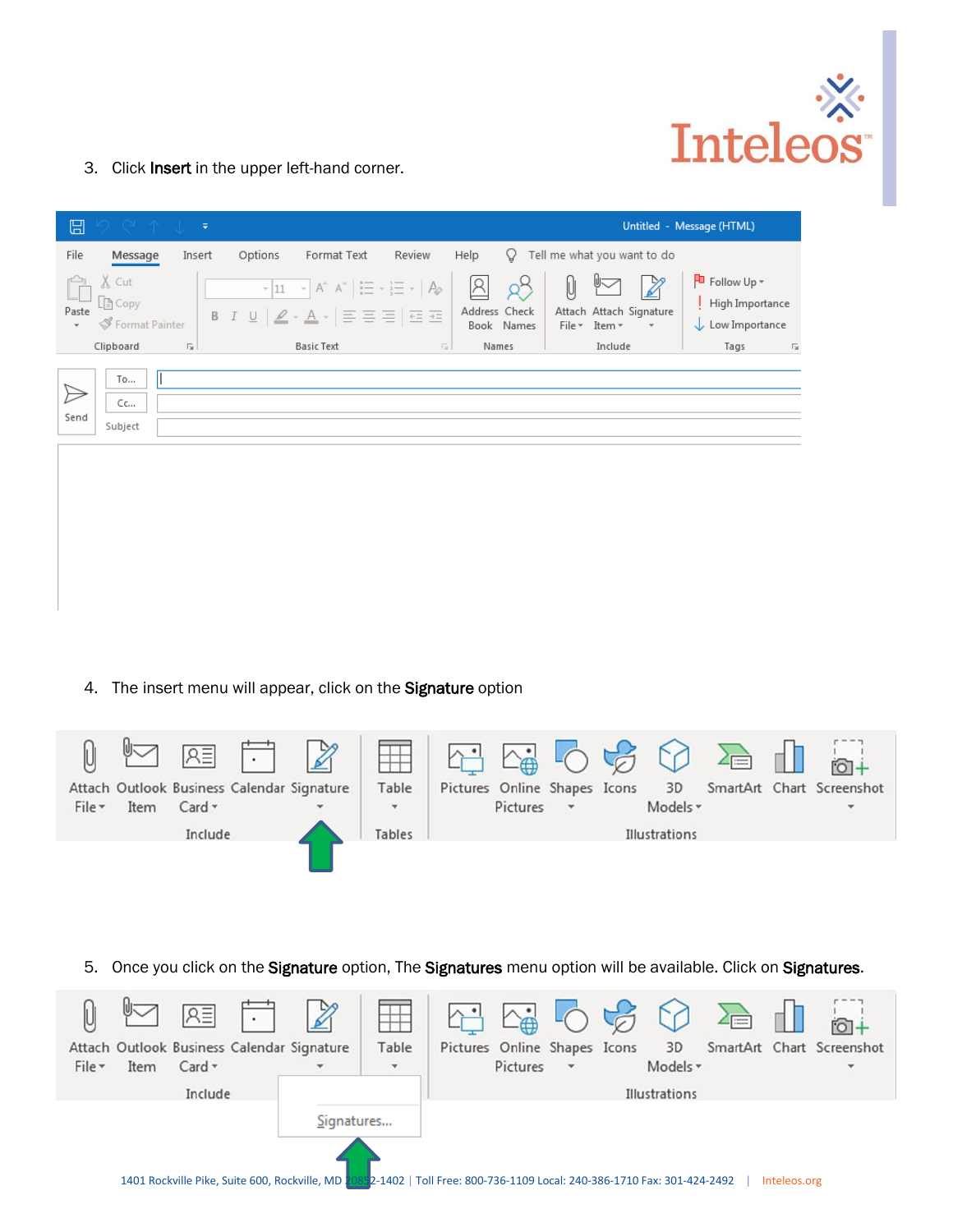3. Click **Insert** in the upper left-hand corner.

4. The insert menu will appear, click on the **Signature** option

5. Once you click on the **Signature** option, The **Signatures** menu option will be available. Click on **Signatures**.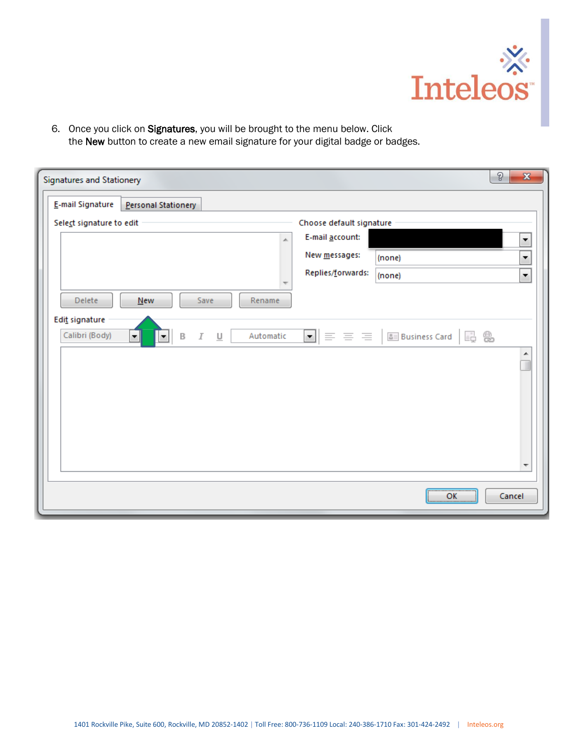6. Once you click on **Signatures**, you will be brought to the menu below. Click the **New** button to create a new email signature for your digital badge or badges.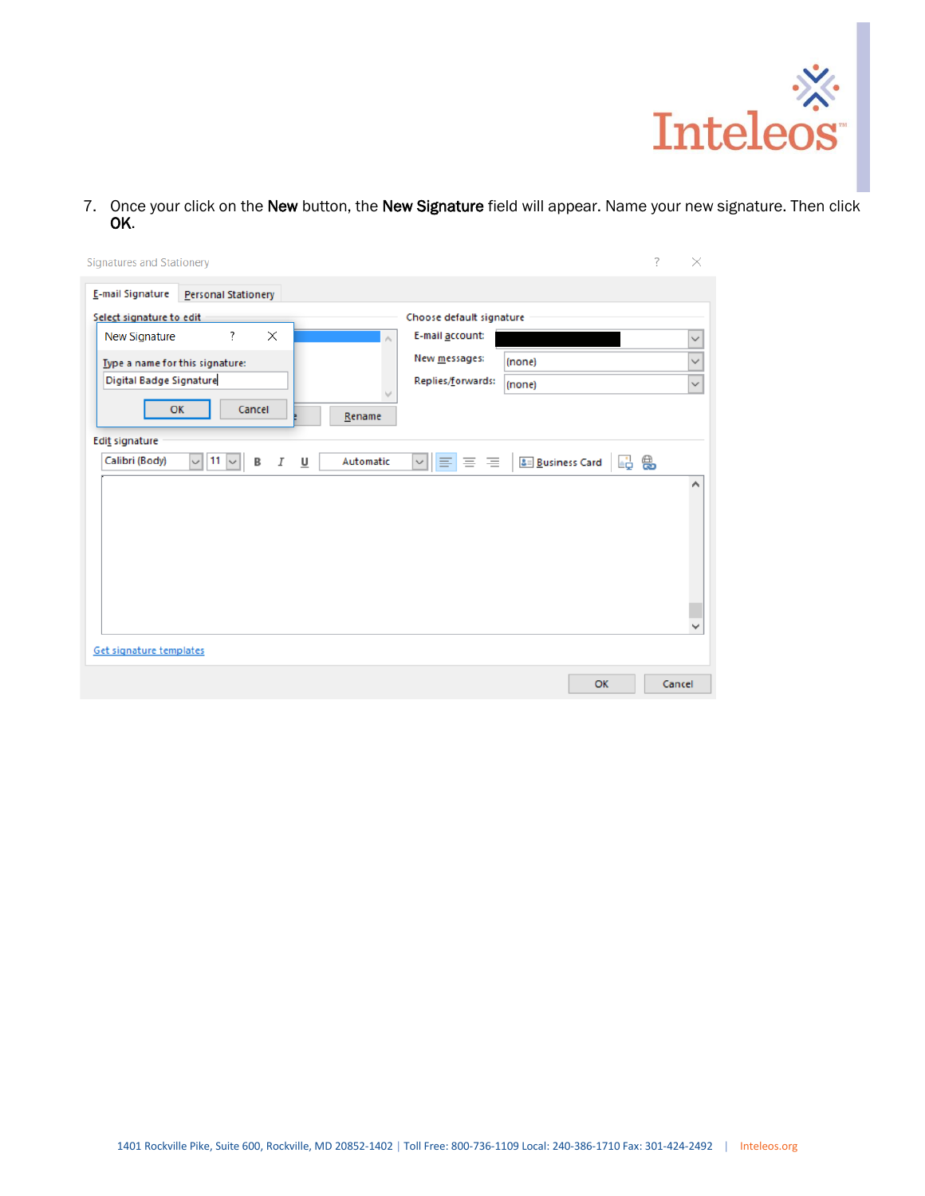7. Once your click on the **New** button, the **New Signature** field will appear. Name your new signature. Then click **OK**.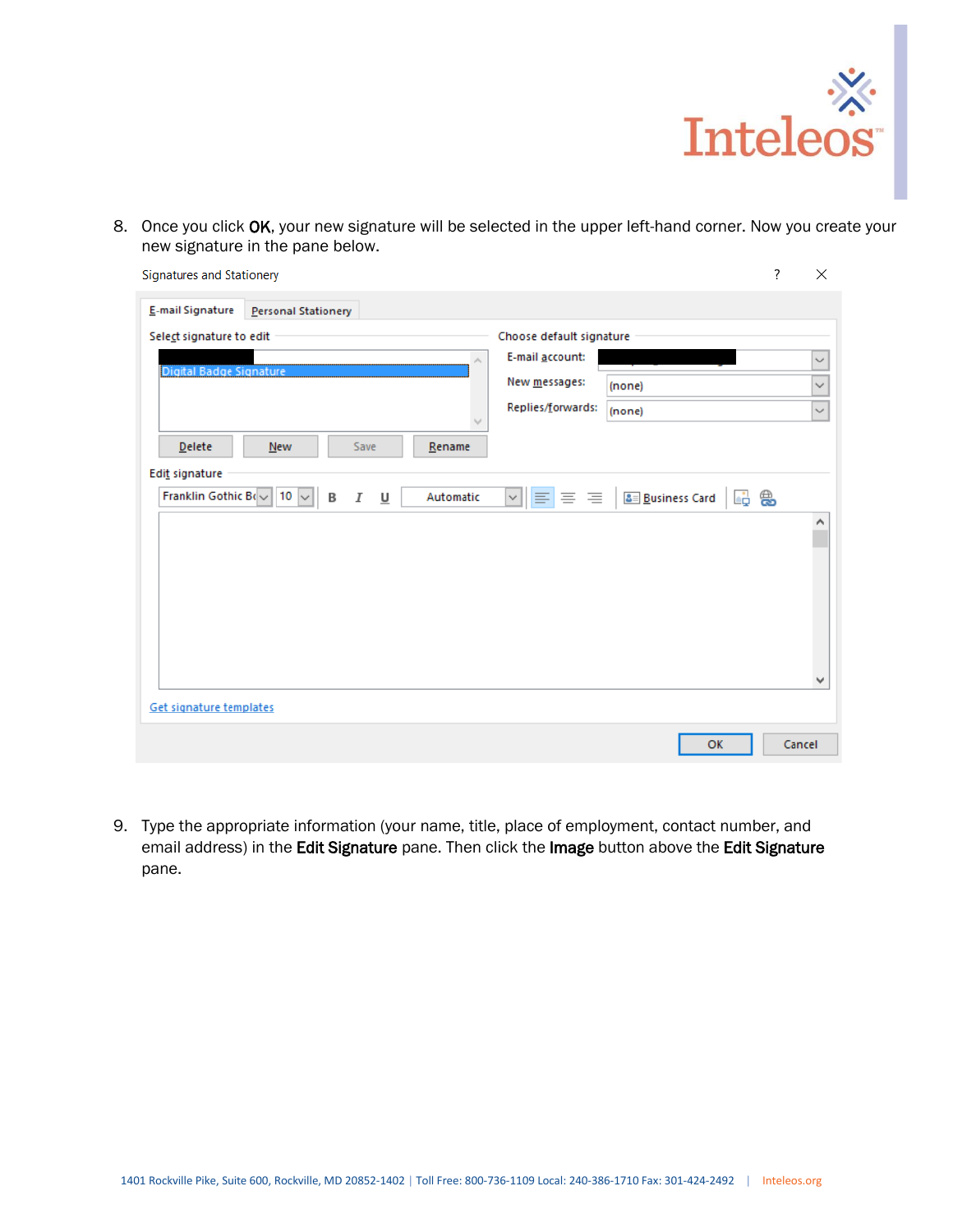8. Once you click **OK**, your new signature will be selected in the upper left-hand corner. Now you create your new signature in the pane below.

9. Type the appropriate information (your name, title, place of employment, contact number, and email address) in the **Edit Signature** pane. Then click the **Image** button above the **Edit Signature** pane.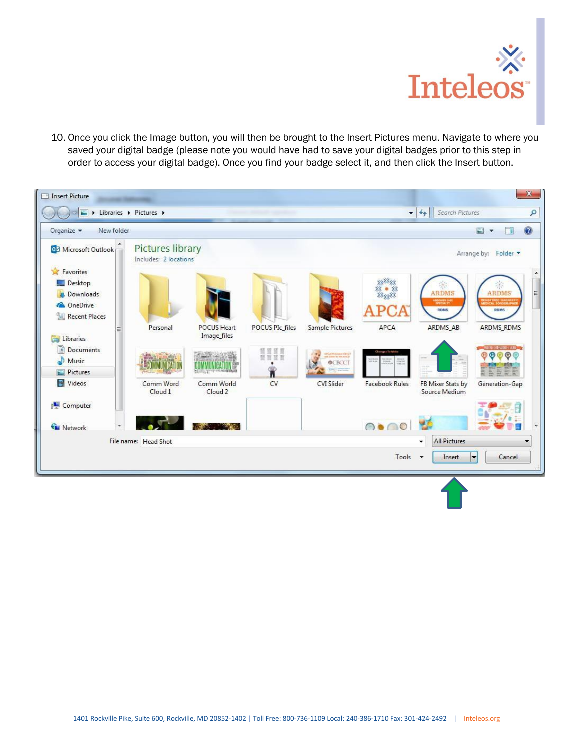10. Once you click the Image button, you will then be brought to the Insert Pictures menu. Navigate to where you saved your digital badge (please note you would have had to save your digital badges prior to this step in order to access your digital badge). Once you find your badge select it, and then click the Insert button.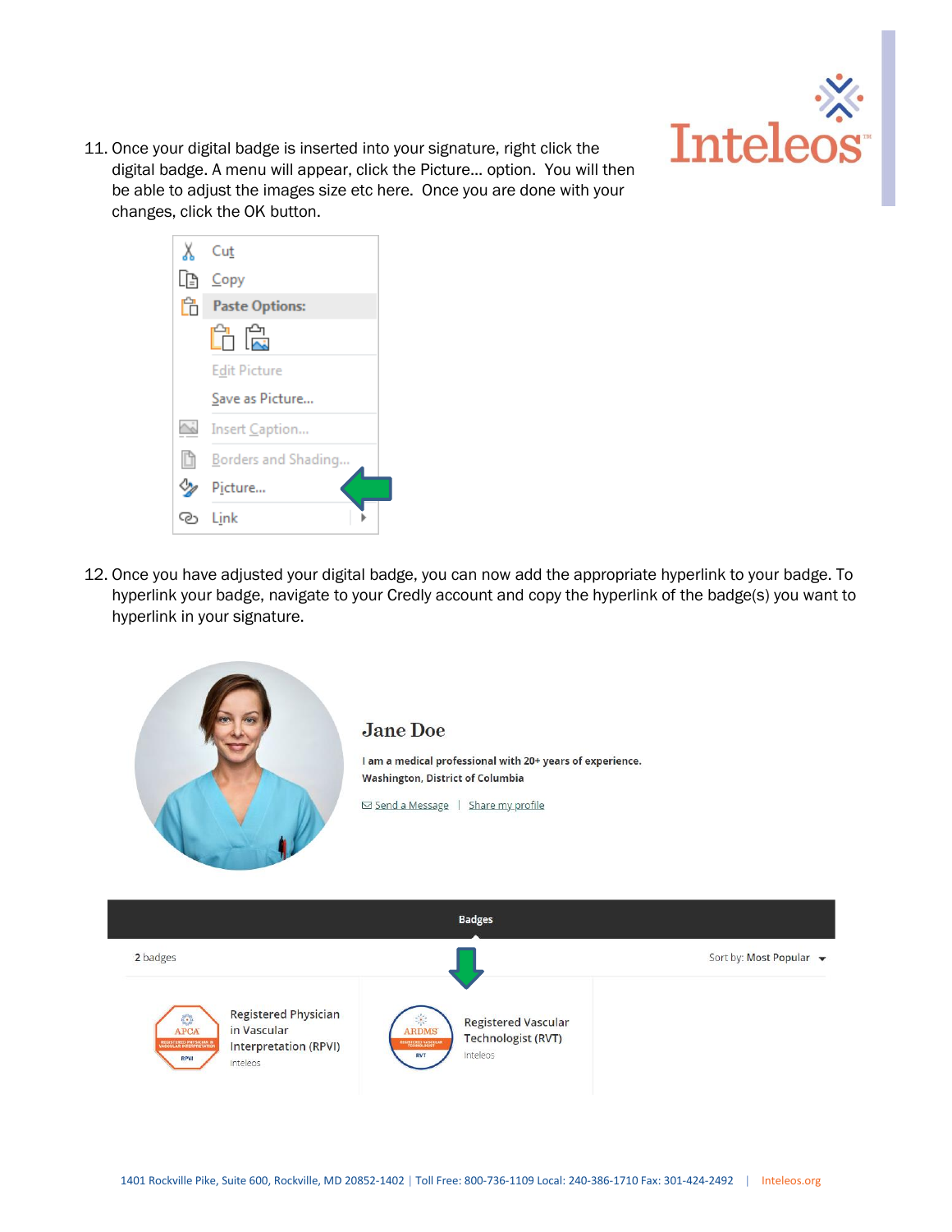11. Once your digital badge is inserted into your signature, right click the digital badge. A menu will appear, click the Picture... option. You will then be able to adjust the images size etc here. Once you are done with your changes, click the OK button.

12. Once you have adjusted your digital badge, you can now add the appropriate hyperlink to your badge. To hyperlink your badge, navigate to your Credly account and copy the hyperlink of the badge(s) you want to hyperlink in your signature.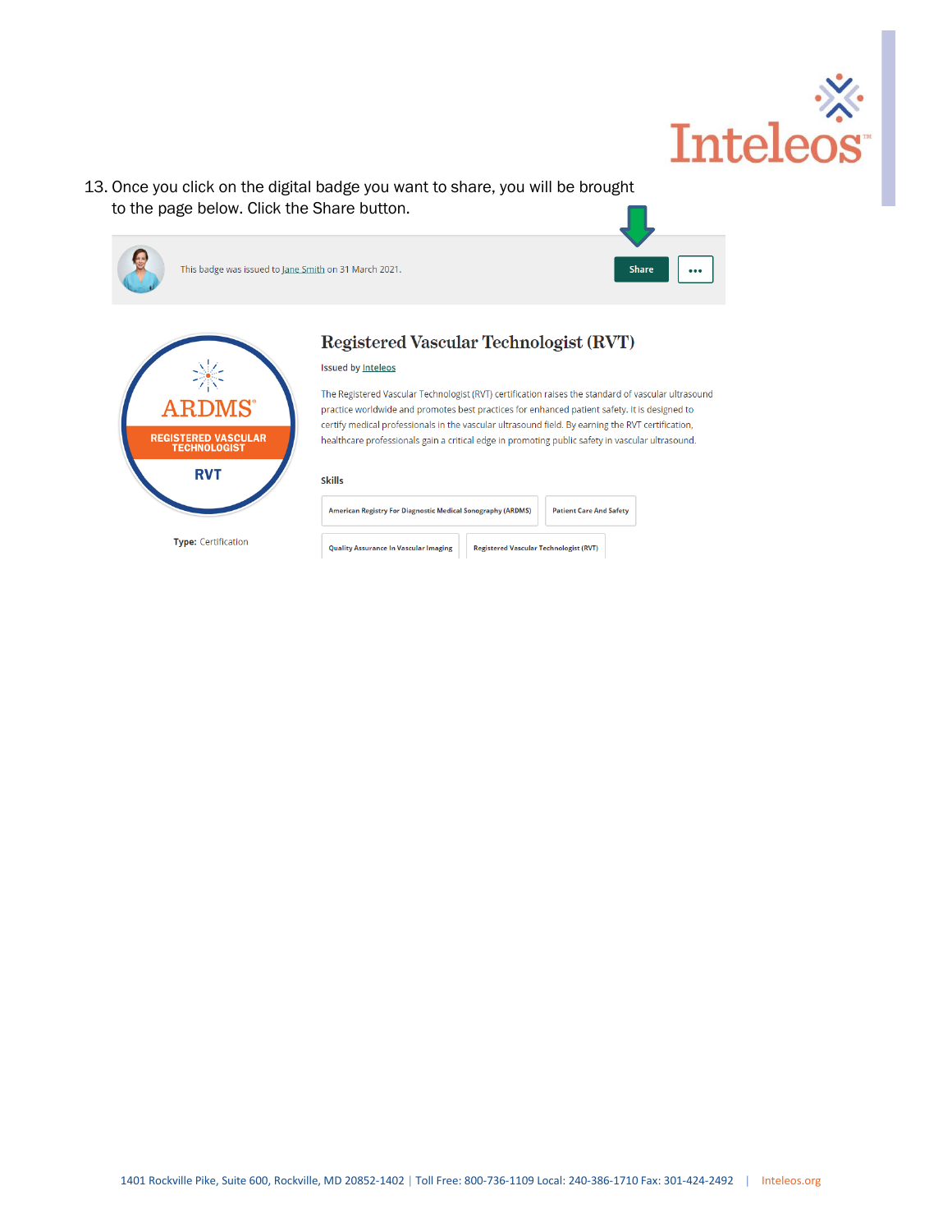13. Once you click on the digital badge you want to share, you will be brought to the page below. Click the Share button.

This badge was issued to Jane Smith on 31 March 2021.

Share

...

ARDMS®

REGISTERED VASCULAR TECHNOLOGIST

RVT

**Type:** Certification

## Registered Vascular Technologist (RVT)

Issued by Inteleos

The Registered Vascular Technologist (RVT) certification raises the standard of vascular ultrasound practice worldwide and promotes best practices for enhanced patient safety. It is designed to certify medical professionals in the vascular ultrasound field. By earning the RVT certification, healthcare professionals gain a critical edge in promoting public safety in vascular ultrasound.

**Skills**

- American Registry For Diagnostic Medical Sonography (ARDMS)
- Patient Care And Safety
- Quality Assurance In Vascular Imaging
- Registered Vascular Technologist (RVT)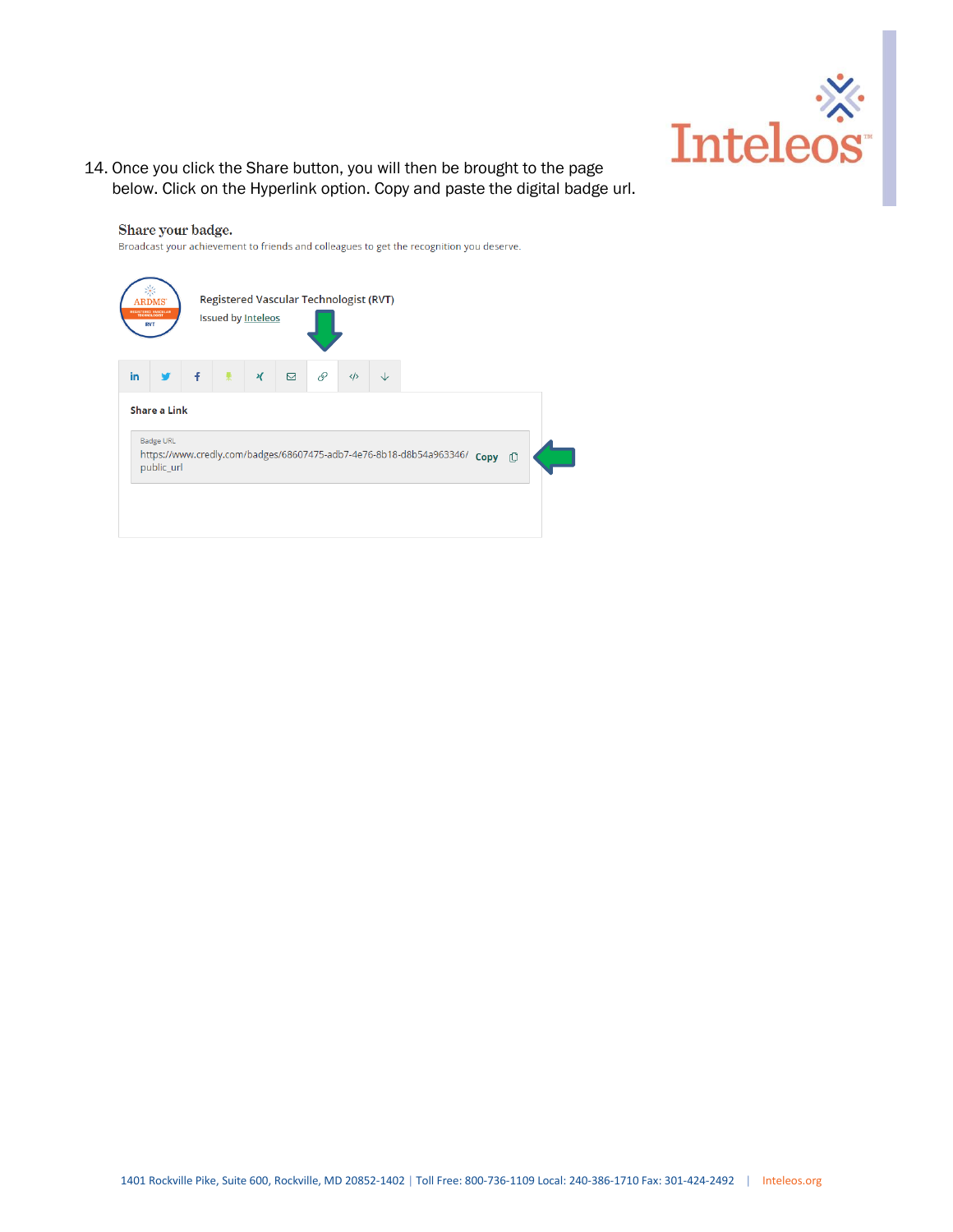14. Once you click the Share button, you will then be brought to the page below. Click on the Hyperlink option. Copy and paste the digital badge url.

Share your badge.

Broadcast your achievement to friends and colleagues to get the recognition you deserve.

Registered Vascular Technologist (RVT)

Issued by Inteleos

Share a Link

Badge URL

https://www.credly.com/badges/68607475-adb7-4e76-8b18-d8b54a963346/public_url Copy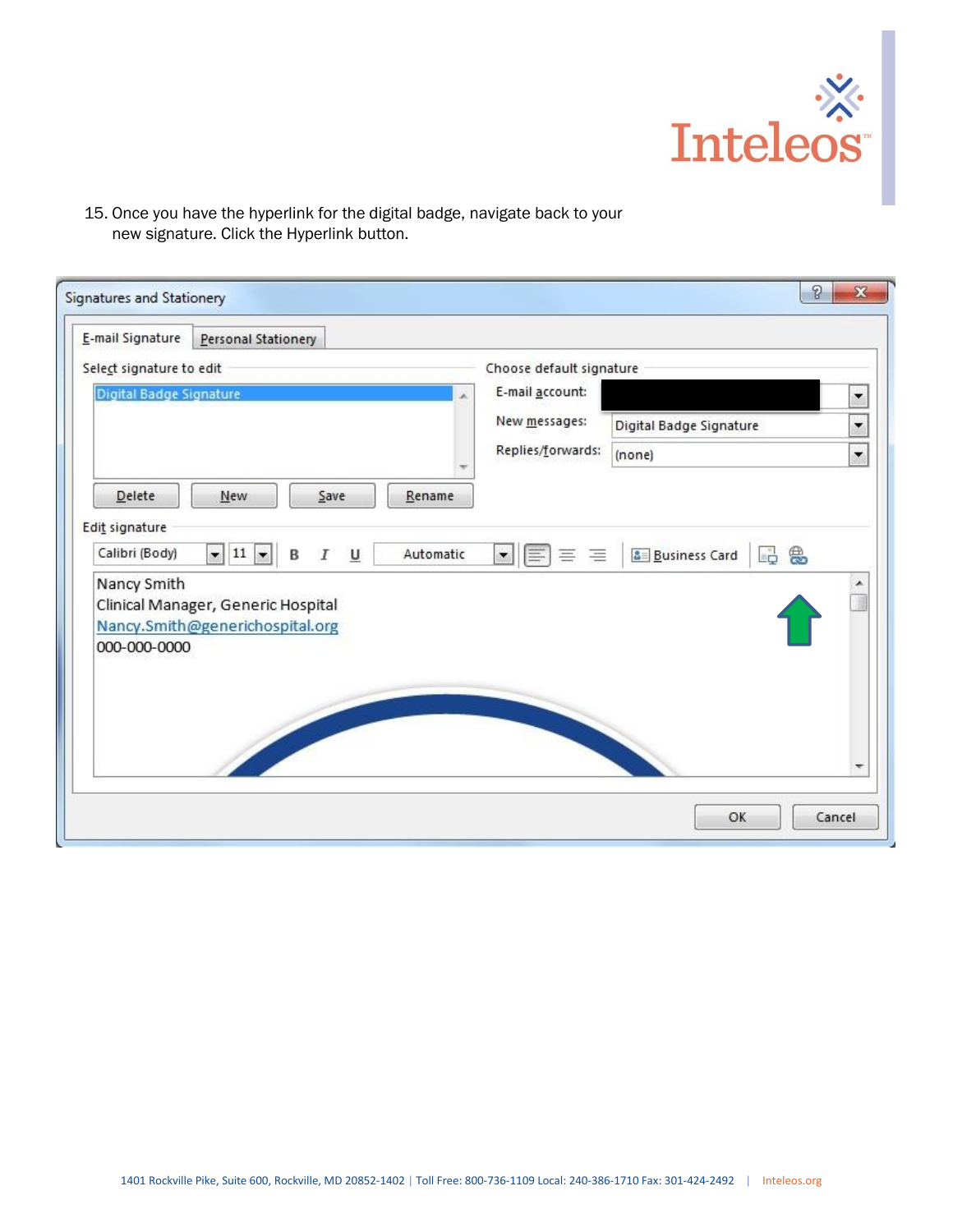15. Once you have the hyperlink for the digital badge, navigate back to your new signature. Click the Hyperlink button.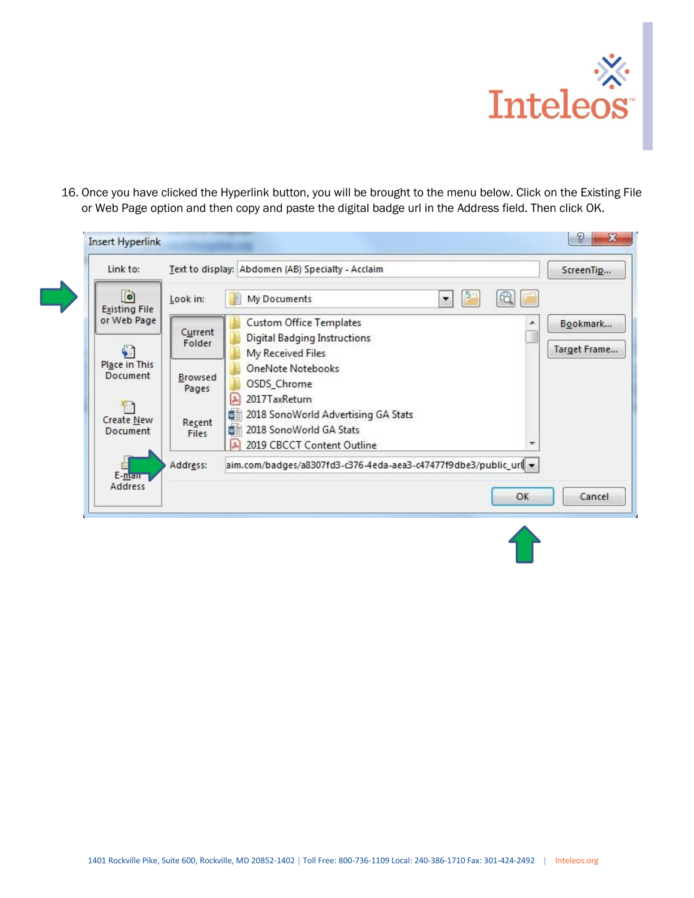16. Once you have clicked the Hyperlink button, you will be brought to the menu below. Click on the Existing File or Web Page option and then copy and paste the digital badge url in the Address field. Then click OK.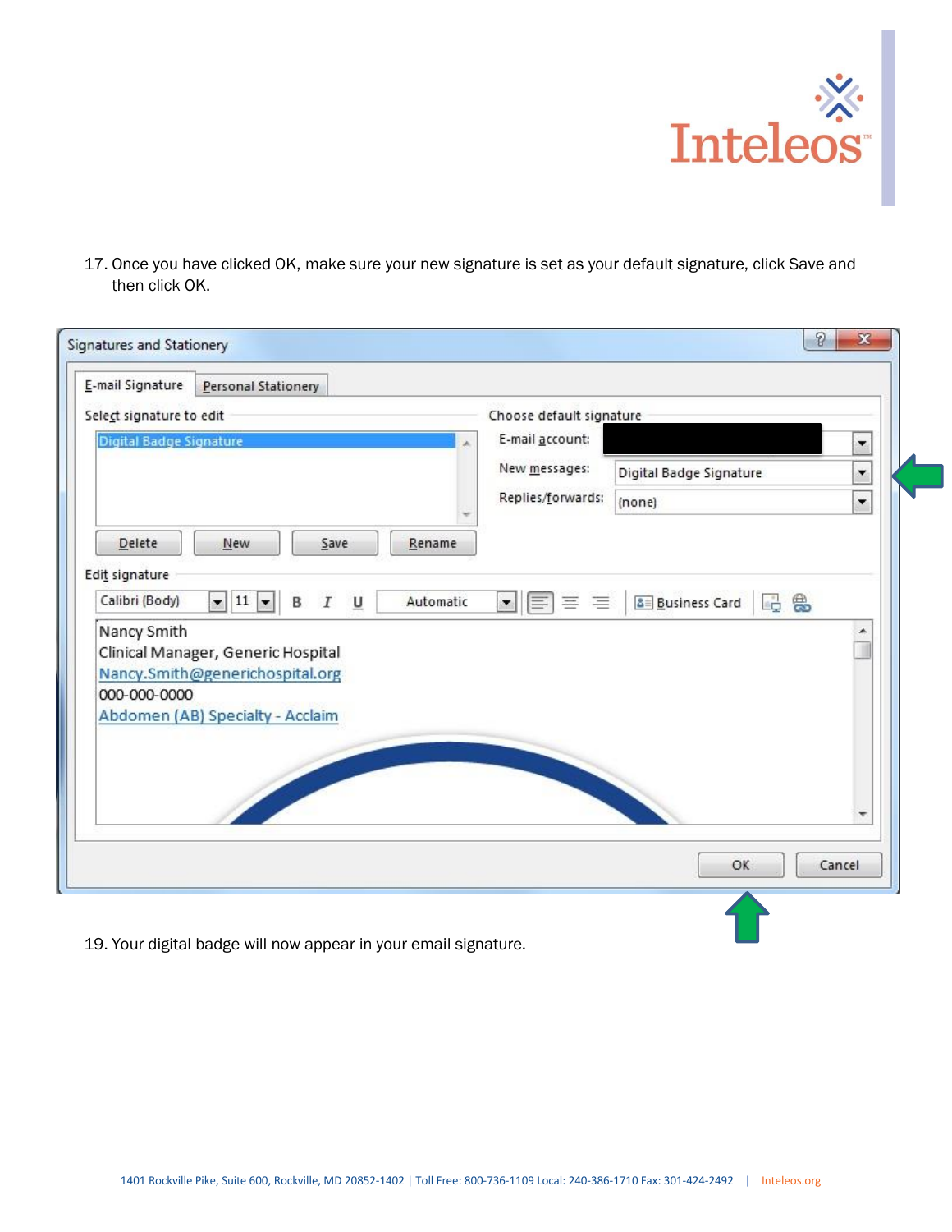17. Once you have clicked OK, make sure your new signature is set as your default signature, click Save and then click OK.

19. Your digital badge will now appear in your email signature.